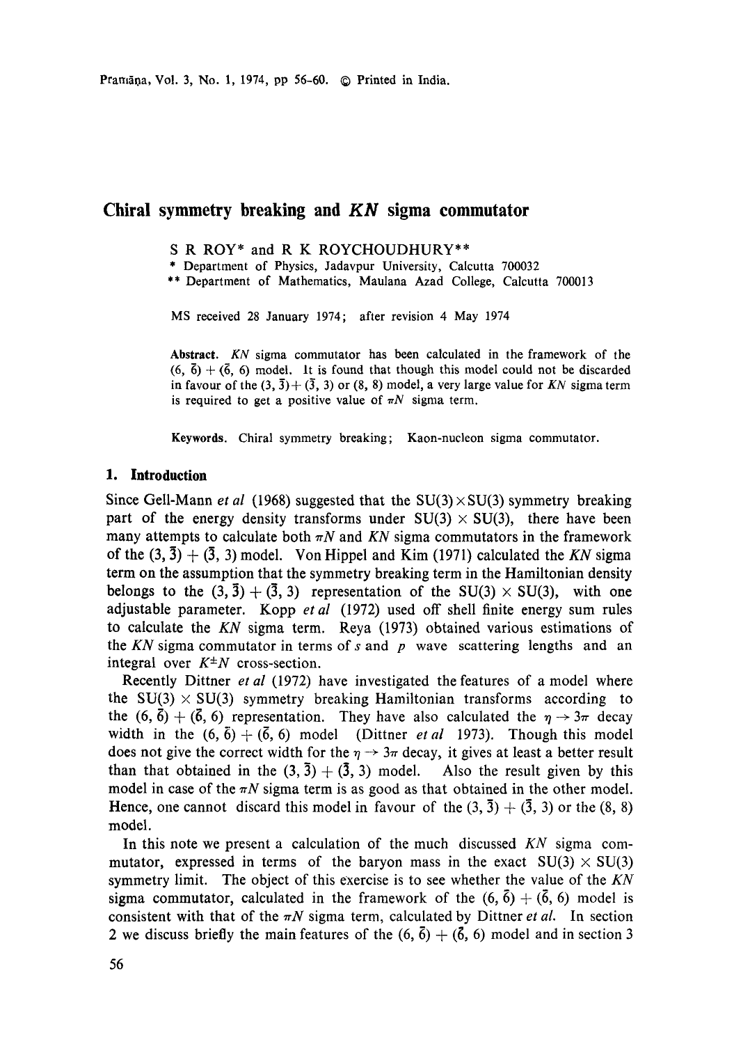# Chiral symmetry breaking and $KN$ sigma commutator

S R ROY* and R K ROYCHOUDHURY**

\* Department of Physics, Jadavpur University, Calcutta 700032

\*\* Department of Mathematics, Maulana Azad College, Calcutta 700013

MS received 28 January 1974; after revision 4 May 1974

**Abstract.** $KN$ sigma commutator has been calculated in the framework of the $(6, \bar{6}) + (\bar{6}, 6)$ model. It is found that though this model could not be discarded in favour of the $(3, \bar{3}) + (\bar{3}, 3)$ or $(8, 8)$ model, a very large value for $KN$ sigma term is required to get a positive value of $\pi N$ sigma term.

**Keywords.** Chiral symmetry breaking; Kaon-nucleon sigma commutator.

## 1. Introduction

Since Gell-Mann *et al* (1968) suggested that the $SU(3) \times SU(3)$ symmetry breaking part of the energy density transforms under $SU(3) \times SU(3)$, there have been many attempts to calculate both $\pi N$ and $KN$ sigma commutators in the framework of the $(3, \bar{3}) + (\bar{3}, 3)$ model. Von Hippel and Kim (1971) calculated the $KN$ sigma term on the assumption that the symmetry breaking term in the Hamiltonian density belongs to the $(3, \bar{3}) + (\bar{3}, 3)$ representation of the $SU(3) \times SU(3)$, with one adjustable parameter. Kopp *et al* (1972) used off shell finite energy sum rules to calculate the $KN$ sigma term. Reya (1973) obtained various estimations of the $KN$ sigma commutator in terms of $s$ and $p$ wave scattering lengths and an integral over $K^{\pm}N$ cross-section.

Recently Dittner *et al* (1972) have investigated the features of a model where the $SU(3) \times SU(3)$ symmetry breaking Hamiltonian transforms according to the $(6, \bar{6}) + (\bar{6}, 6)$ representation. They have also calculated the $\eta \to 3\pi$ decay width in the $(6, \bar{6}) + (\bar{6}, 6)$ model (Dittner *et al* 1973). Though this model does not give the correct width for the $\eta \to 3\pi$ decay, it gives at least a better result than that obtained in the $(3, \bar{3}) + (\bar{3}, 3)$ model. Also the result given by this model in case of the $\pi N$ sigma term is as good as that obtained in the other model. Hence, one cannot discard this model in favour of the $(3, \bar{3}) + (\bar{3}, 3)$ or the $(8, 8)$ model.

In this note we present a calculation of the much discussed $KN$ sigma commutator, expressed in terms of the baryon mass in the exact $SU(3) \times SU(3)$ symmetry limit. The object of this exercise is to see whether the value of the $KN$ sigma commutator, calculated in the framework of the $(6, \bar{6}) + (\bar{6}, 6)$ model is consistent with that of the $\pi N$ sigma term, calculated by Dittner *et al.* In section 2 we discuss briefly the main features of the $(6, \bar{6}) + (\bar{6}, 6)$ model and in section 3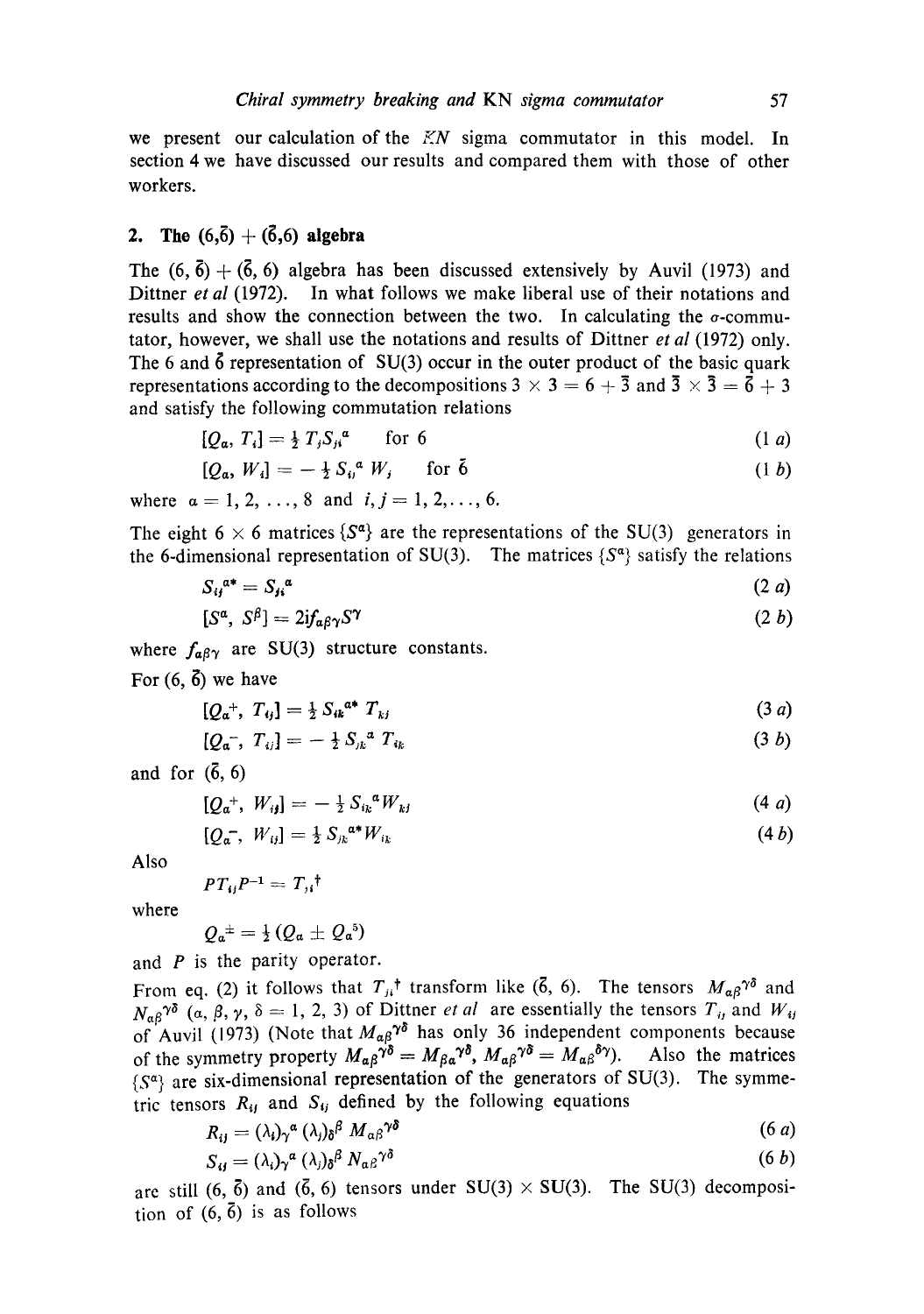we present our calculation of the $\bar{K}N$ sigma commutator in this model. In section 4 we have discussed our results and compared them with those of other workers.

## 2. The $(6,\bar{6}) + (\bar{6},6)$ algebra

The $(6, \bar{6}) + (\bar{6}, 6)$ algebra has been discussed extensively by Auvil (1973) and Dittner *et al* (1972). In what follows we make liberal use of their notations and results and show the connection between the two. In calculating the $\sigma$-commutator, however, we shall use the notations and results of Dittner *et al* (1972) only. The 6 and $\bar{6}$ representation of SU(3) occur in the outer product of the basic quark representations according to the decompositions $3 \times 3 = 6 + \bar{3}$ and $\bar{3} \times \bar{3} = \bar{6} + 3$ and satisfy the following commutation relations

$$[Q_\alpha, T_i] = \tfrac{1}{2} T_j S_{ji}{}^\alpha \quad \text{for } 6 \tag{1 a}$$

$$[Q_\alpha, W_i] = -\tfrac{1}{2} S_{ij}{}^\alpha W_j \quad \text{for } \bar{6} \tag{1 b}$$

where $\alpha = 1, 2, \ldots, 8$ and $i, j = 1, 2, \ldots, 6$.

The eight $6 \times 6$ matrices $\{S^\alpha\}$ are the representations of the SU(3) generators in the 6-dimensional representation of SU(3). The matrices $\{S^\alpha\}$ satisfy the relations

$$S_{ij}{}^{\alpha *} = S_{ji}{}^\alpha \tag{2 a}$$

$$[S^\alpha, S^\beta] = 2if_{\alpha\beta\gamma} S^\gamma \tag{2 b}$$

where $f_{\alpha\beta\gamma}$ are SU(3) structure constants.

For $(6, \bar{6})$ we have

$$[Q_\alpha{}^+, T_{ij}] = \tfrac{1}{2} S_{ik}{}^{\alpha *} T_{kj} \tag{3 a}$$

$$[Q_\alpha{}^-, T_{ij}] = -\tfrac{1}{2} S_{jk}{}^\alpha T_{ik} \tag{3 b}$$

and for $(\bar{6}, 6)$

$$[Q_\alpha{}^+, W_{ij}] = -\tfrac{1}{2} S_{ik}{}^\alpha W_{kj} \tag{4 a}$$

$$[Q_\alpha{}^-, W_{ij}] = \tfrac{1}{2} S_{jk}{}^{\alpha *} W_{ik} \tag{4 b}$$

Also

$$PT_{ij}P^{-1} = T_{ji}{}^\dagger$$

where

$$Q_\alpha{}^\pm = \tfrac{1}{2}(Q_\alpha \pm Q_\alpha{}^5)$$

and $P$ is the parity operator.

From eq. (2) it follows that $T_{ji}{}^\dagger$ transform like $(\bar{6}, 6)$. The tensors $M_{\alpha\beta}{}^{\gamma\delta}$ and $N_{\alpha\beta}{}^{\gamma\delta}$ $(\alpha, \beta, \gamma, \delta = 1, 2, 3)$ of Dittner *et al* are essentially the tensors $T_{ij}$ and $W_{ij}$ of Auvil (1973) (Note that $M_{\alpha\beta}{}^{\gamma\delta}$ has only 36 independent components because of the symmetry property $M_{\alpha\beta}{}^{\gamma\delta} = M_{\beta\alpha}{}^{\gamma\delta}$, $M_{\alpha\beta}{}^{\gamma\delta} = M_{\alpha\beta}{}^{\delta\gamma}$). Also the matrices $\{S^\alpha\}$ are six-dimensional representation of the generators of SU(3). The symmetric tensors $R_{ij}$ and $S_{ij}$ defined by the following equations

$$R_{ij} = (\lambda_i)_\gamma{}^\alpha (\lambda_j)_\delta{}^\beta M_{\alpha\beta}{}^{\gamma\delta} \tag{6 a}$$

$$S_{ij} = (\lambda_i)_\gamma{}^\alpha (\lambda_j)_\delta{}^\beta N_{\alpha\beta}{}^{\gamma\delta} \tag{6 b}$$

are still $(6, \bar{6})$ and $(\bar{6}, 6)$ tensors under SU(3) $\times$ SU(3). The SU(3) decomposition of $(6, \bar{6})$ is as follows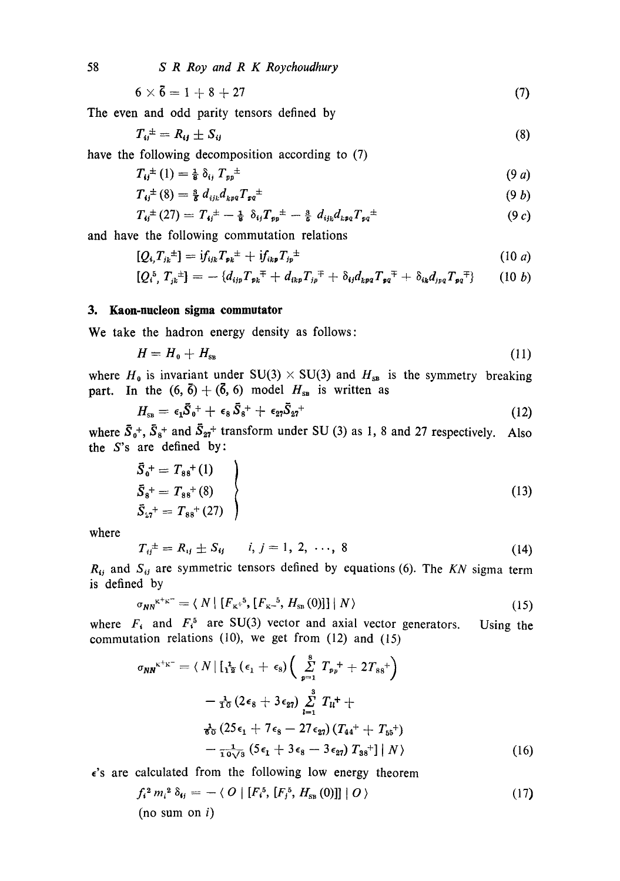$$6 \times \bar{6} = 1 + 8 + 27 \tag{7}$$

The even and odd parity tensors defined by

$$T_{ij}^{\pm} = R_{ij} \pm S_{ij} \tag{8}$$

have the following decomposition according to (7)

$$T_{ij}^{\pm}(1) = \tfrac{1}{8}\, \delta_{ij}\, T_{pp}^{\pm} \tag{9 a}$$

$$T_{ij}^{\pm}(8) = \tfrac{3}{5}\, d_{ijk} d_{kpq} T_{pq}^{\pm} \tag{9 b}$$

$$T_{ij}^{\pm}(27) = T_{ij}^{\pm} - \tfrac{1}{8}\, \delta_{ij} T_{pp}^{\pm} - \tfrac{3}{5}\, d_{ijk} d_{kpq} T_{pq}^{\pm} \tag{9 c}$$

and have the following commutation relations

$$[Q_i, T_{jk}^{\pm}] = i f_{ijp} T_{pk}^{\pm} + i f_{ikp} T_{jp}^{\pm} \tag{10 a}$$

$$[Q_i^5, T_{jk}^{\pm}] = -\{d_{ijp} T_{pk}^{\mp} + d_{ikp} T_{jp}^{\mp} + \delta_{ij} d_{kpq} T_{pq}^{\mp} + \delta_{ik} d_{jpq} T_{pq}^{\mp}\} \tag{10 b}$$

## 3. Kaon-nucleon sigma commutator

We take the hadron energy density as follows:

$$H = H_0 + H_{SB} \tag{11}$$

where $H_0$ is invariant under SU(3) $\times$ SU(3) and $H_{SB}$ is the symmetry breaking part. In the $(6, \bar{6}) + (\bar{6}, 6)$ model $H_{SB}$ is written as

$$H_{SB} = \epsilon_1 \bar{S}_0^{+} + \epsilon_8 \bar{S}_8^{+} + \epsilon_{27} \bar{S}_{27}^{+} \tag{12}$$

where $\bar{S}_0^{+}$, $\bar{S}_8^{+}$ and $\bar{S}_{27}^{+}$ transform under SU (3) as 1, 8 and 27 respectively. Also the $S$'s are defined by:

$$\left.\begin{aligned} \bar{S}_0^{+} &= T_{88}^{+}(1) \\ \bar{S}_8^{+} &= T_{88}^{+}(8) \\ \bar{S}_{27}^{+} &= T_{88}^{+}(27) \end{aligned}\right\} \tag{13}$$

where

$$T_{ij}^{\pm} = R_{ij} \pm S_{ij} \qquad i, j = 1, 2, \cdots, 8 \tag{14}$$

$R_{ij}$ and $S_{ij}$ are symmetric tensors defined by equations (6). The $KN$ sigma term is defined by

$$\sigma_{NN}^{K^+K^-} = \langle N \mid [F_{K^+}^5, [F_{K^-}^5, H_{SB}(0)]] \mid N \rangle \tag{15}$$

where $F_i$ and $F_i^5$ are SU(3) vector and axial vector generators. Using the commutation relations (10), we get from (12) and (15)

$$\begin{aligned} \sigma_{NN}^{K^+K^-} = \langle N \mid & [\tfrac{1}{12}(\epsilon_1 + \epsilon_8)\Big(\sum_{p=1}^{8} T_{pp}^{+} + 2T_{88}^{+}\Big) \\ & - \tfrac{1}{10}(2\epsilon_8 + 3\epsilon_{27}) \sum_{l=1}^{3} T_{ll}^{+} + \\ & \tfrac{1}{60}(25\epsilon_1 + 7\epsilon_8 - 27\epsilon_{27})(T_{44}^{+} + T_{55}^{+}) \\ & - \tfrac{1}{10\sqrt{3}}(5\epsilon_1 + 3\epsilon_8 - 3\epsilon_{27})\, T_{38}^{+}] \mid N \rangle \end{aligned} \tag{16}$$

$\epsilon$'s are calculated from the following low energy theorem

$$f_i^2 m_i^2 \delta_{ij} = -\langle O \mid [F_i^5, [F_j^5, H_{SB}(0)]] \mid O \rangle \tag{17}$$

(no sum on $i$)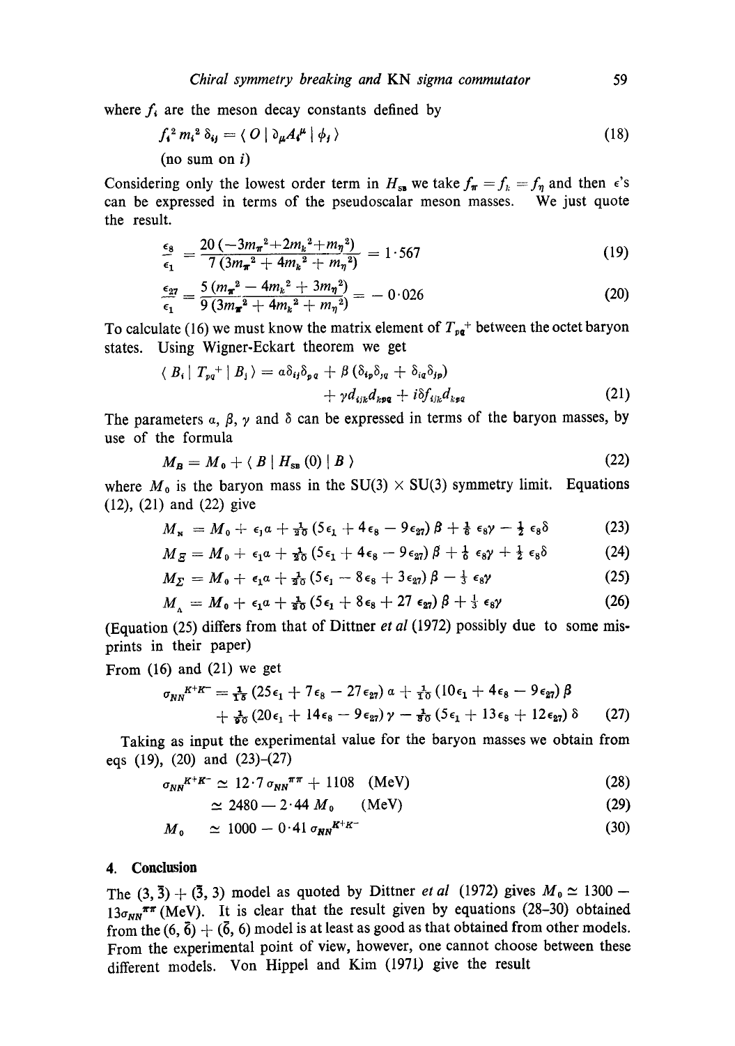where $f_i$ are the meson decay constants defined by

$$f_i^2 m_i^2 \delta_{ij} = \langle O \mid \partial_\mu A_i^\mu \mid \phi_j \rangle \tag{18}$$

(no sum on $i$)

Considering only the lowest order term in $H_{SB}$ we take $f_\pi = f_k = f_\eta$ and then $\epsilon$'s can be expressed in terms of the pseudoscalar meson masses. We just quote the result.

$$\frac{\epsilon_8}{\epsilon_1} = \frac{20\,(-3m_\pi^2 + 2m_k^2 + m_\eta^2)}{7\,(3m_\pi^2 + 4m_k^2 + m_\eta^2)} = 1 \cdot 567 \tag{19}$$

$$\frac{\epsilon_{27}}{\epsilon_1} = \frac{5\,(m_\pi^2 - 4m_k^2 + 3m_\eta^2)}{9\,(3m_\pi^2 + 4m_k^2 + m_\eta^2)} = -\,0 \cdot 026 \tag{20}$$

To calculate (16) we must know the matrix element of $T_{pq}{}^+$ between the octet baryon states. Using Wigner-Eckart theorem we get

$$\langle B_i \mid T_{pq}{}^+ \mid B_j \rangle = \alpha \delta_{ij} \delta_{pq} + \beta\,(\delta_{ip}\delta_{jq} + \delta_{iq}\delta_{jp}) + \gamma d_{ijk} d_{kpq} + i\delta f_{ijk} d_{kpq} \tag{21}$$

The parameters $\alpha$, $\beta$, $\gamma$ and $\delta$ can be expressed in terms of the baryon masses, by use of the formula

$$M_B = M_0 + \langle B \mid H_{SB}(0) \mid B \rangle \tag{22}$$

where $M_0$ is the baryon mass in the SU(3) $\times$ SU(3) symmetry limit. Equations (12), (21) and (22) give

$$M_N = M_0 + \epsilon_1 \alpha + \tfrac{1}{20}(5\epsilon_1 + 4\epsilon_8 - 9\epsilon_{27})\beta + \tfrac{1}{6}\epsilon_8 \gamma - \tfrac{1}{2}\epsilon_8 \delta \tag{23}$$

$$M_\Xi = M_0 + \epsilon_1 \alpha + \tfrac{1}{20}(5\epsilon_1 + 4\epsilon_8 - 9\epsilon_{27})\beta + \tfrac{1}{6}\epsilon_8 \gamma + \tfrac{1}{2}\epsilon_8 \delta \tag{24}$$

$$M_\Sigma = M_0 + \epsilon_1 \alpha + \tfrac{1}{20}(5\epsilon_1 - 8\epsilon_8 + 3\epsilon_{27})\beta - \tfrac{1}{3}\epsilon_8 \gamma \tag{25}$$

$$M_\Lambda = M_0 + \epsilon_1 \alpha + \tfrac{1}{20}(5\epsilon_1 + 8\epsilon_8 + 27\,\epsilon_{27})\beta + \tfrac{1}{3}\epsilon_8 \gamma \tag{26}$$

(Equation (25) differs from that of Dittner *et al* (1972) possibly due to some misprints in their paper)

From (16) and (21) we get

$$\sigma_{NN}{}^{K^+K^-} = \tfrac{1}{15}(25\epsilon_1 + 7\epsilon_8 - 27\epsilon_{27})\,\alpha + \tfrac{1}{10}(10\epsilon_1 + 4\epsilon_8 - 9\epsilon_{27})\,\beta + \tfrac{1}{90}(20\epsilon_1 + 14\epsilon_8 - 9\epsilon_{27})\,\gamma - \tfrac{1}{30}(5\epsilon_1 + 13\epsilon_8 + 12\epsilon_{27})\,\delta \tag{27}$$

Taking as input the experimental value for the baryon masses we obtain from eqs (19), (20) and (23)–(27)

$$\sigma_{NN}{}^{K^+K^-} \simeq 12 \cdot 7\,\sigma_{NN}{}^{\pi\pi} + 1108 \quad (\text{MeV}) \tag{28}$$

$$\simeq 2480 - 2 \cdot 44\,M_0 \quad (\text{MeV}) \tag{29}$$

$$M_0 \simeq 1000 - 0 \cdot 41\,\sigma_{NN}{}^{K^+K^-} \tag{30}$$

## 4. Conclusion

The $(3, \bar{3}) + (\bar{3}, 3)$ model as quoted by Dittner *et al* (1972) gives $M_0 \simeq 1300 - 13\sigma_{NN}{}^{\pi\pi}$ (MeV). It is clear that the result given by equations (28–30) obtained from the $(6, \bar{6}) + (\bar{6}, 6)$ model is at least as good as that obtained from other models. From the experimental point of view, however, one cannot choose between these different models. Von Hippel and Kim (1971) give the result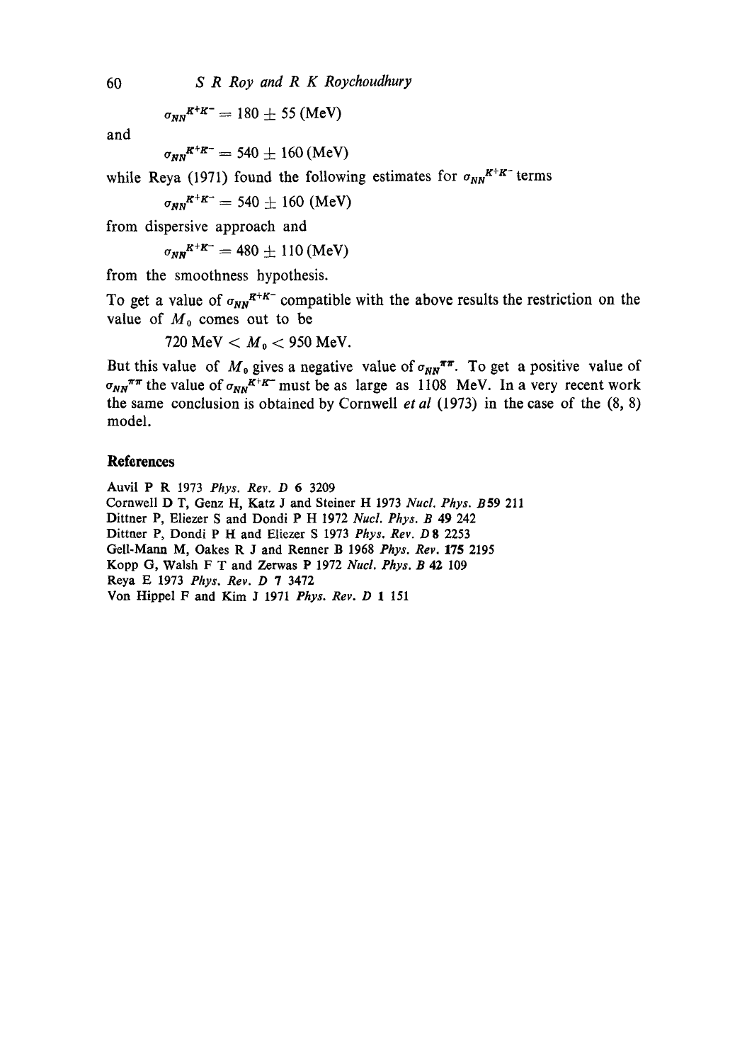$$\sigma_{NN}^{K^+K^-} = 180 \pm 55 \text{ (MeV)}$$

and

$$\sigma_{NN}^{K^+K^-} = 540 \pm 160 \text{ (MeV)}$$

while Reya (1971) found the following estimates for $\sigma_{NN}^{K^+K^-}$ terms

$$\sigma_{NN}^{K^+K^-} = 540 \pm 160 \text{ (MeV)}$$

from dispersive approach and

$$\sigma_{NN}^{K^+K^-} = 480 \pm 110 \text{ (MeV)}$$

from the smoothness hypothesis.

To get a value of $\sigma_{NN}^{K^+K^-}$ compatible with the above results the restriction on the value of $M_0$ comes out to be

$$720 \text{ MeV} < M_0 < 950 \text{ MeV}.$$

But this value of $M_0$ gives a negative value of $\sigma_{NN}^{\pi\pi}$. To get a positive value of $\sigma_{NN}^{\pi\pi}$ the value of $\sigma_{NN}^{K^+K^-}$ must be as large as 1108 MeV. In a very recent work the same conclusion is obtained by Cornwell *et al* (1973) in the case of the (8, 8) model.

## References

Auvil P R 1973 *Phys. Rev. D* **6** 3209
Cornwell D T, Genz H, Katz J and Steiner H 1973 *Nucl. Phys. B***59** 211
Dittner P, Eliezer S and Dondi P H 1972 *Nucl. Phys. B* **49** 242
Dittner P, Dondi P H and Eliezer S 1973 *Phys. Rev. D* **8** 2253
Gell-Mann M, Oakes R J and Renner B 1968 *Phys. Rev.* **175** 2195
Kopp G, Walsh F T and Zerwas P 1972 *Nucl. Phys. B* **42** 109
Reya E 1973 *Phys. Rev. D* **7** 3472
Von Hippel F and Kim J 1971 *Phys. Rev. D* **1** 151